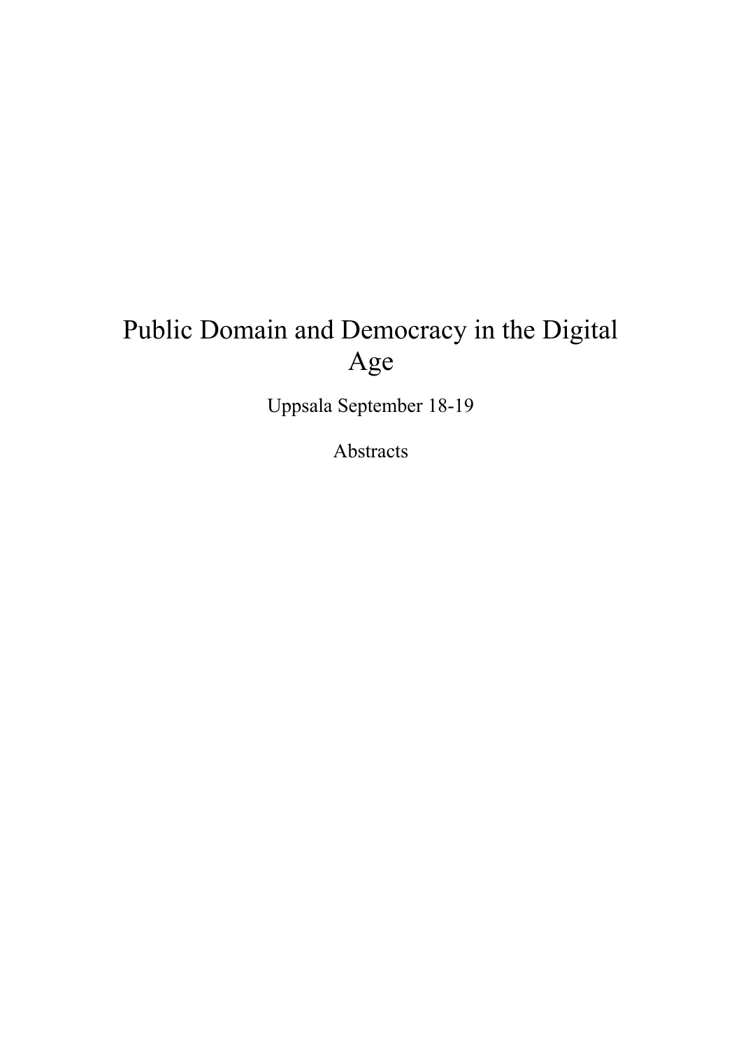# Public Domain and Democracy in the Digital Age

Uppsala September 18-19

Abstracts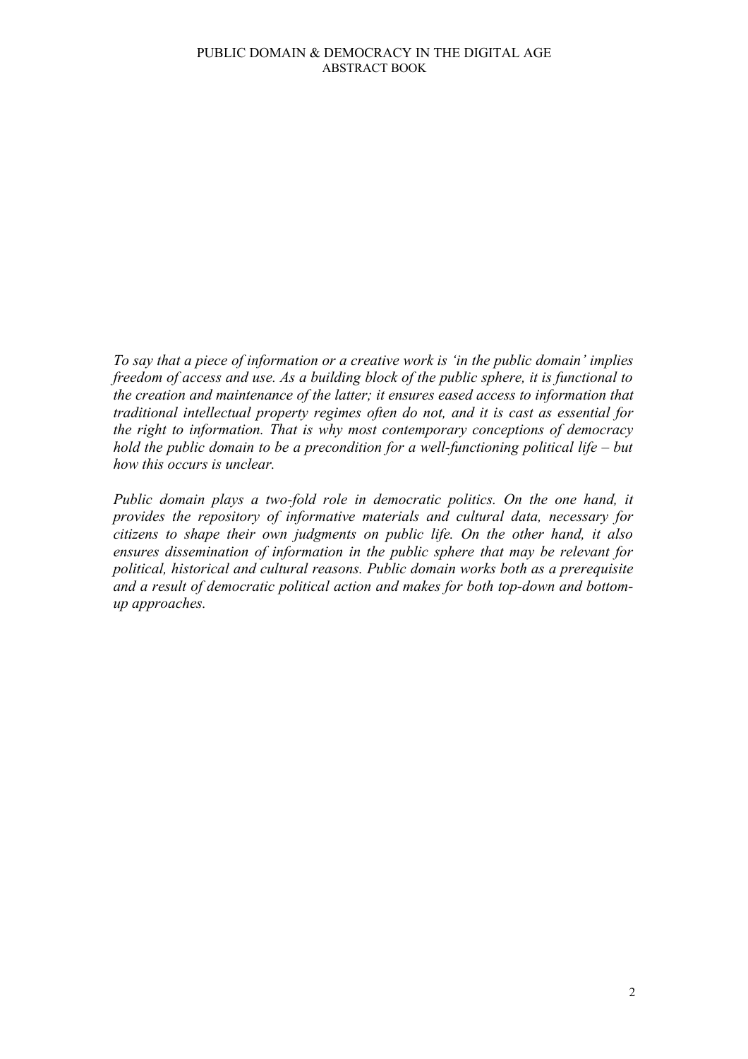*To say that a piece of information or a creative work is 'in the public domain' implies freedom of access and use. As a building block of the public sphere, it is functional to the creation and maintenance of the latter; it ensures eased access to information that traditional intellectual property regimes often do not, and it is cast as essential for the right to information. That is why most contemporary conceptions of democracy hold the public domain to be a precondition for a well-functioning political life – but how this occurs is unclear.*

*Public domain plays a two-fold role in democratic politics. On the one hand, it provides the repository of informative materials and cultural data, necessary for citizens to shape their own judgments on public life. On the other hand, it also ensures dissemination of information in the public sphere that may be relevant for political, historical and cultural reasons. Public domain works both as a prerequisite and a result of democratic political action and makes for both top-down and bottom-up approaches.*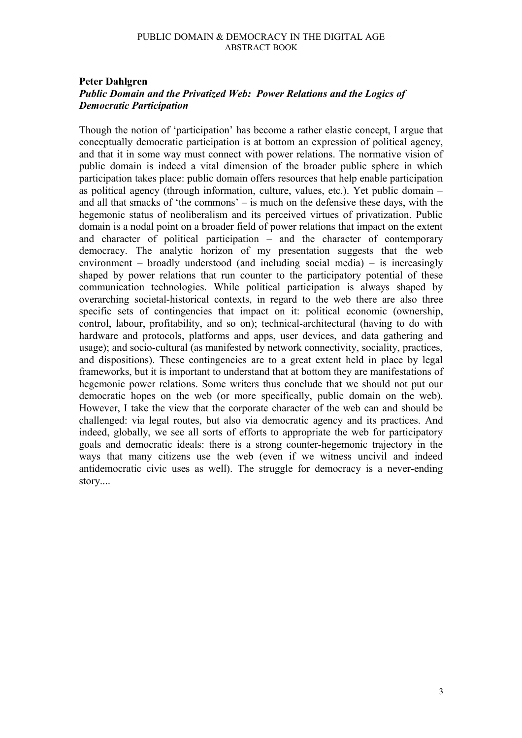**Peter Dahlgren**

***Public Domain and the Privatized Web: Power Relations and the Logics of Democratic Participation***

Though the notion of 'participation' has become a rather elastic concept, I argue that conceptually democratic participation is at bottom an expression of political agency, and that it in some way must connect with power relations. The normative vision of public domain is indeed a vital dimension of the broader public sphere in which participation takes place: public domain offers resources that help enable participation as political agency (through information, culture, values, etc.). Yet public domain – and all that smacks of 'the commons' – is much on the defensive these days, with the hegemonic status of neoliberalism and its perceived virtues of privatization. Public domain is a nodal point on a broader field of power relations that impact on the extent and character of political participation – and the character of contemporary democracy. The analytic horizon of my presentation suggests that the web environment – broadly understood (and including social media) – is increasingly shaped by power relations that run counter to the participatory potential of these communication technologies. While political participation is always shaped by overarching societal-historical contexts, in regard to the web there are also three specific sets of contingencies that impact on it: political economic (ownership, control, labour, profitability, and so on); technical-architectural (having to do with hardware and protocols, platforms and apps, user devices, and data gathering and usage); and socio-cultural (as manifested by network connectivity, sociality, practices, and dispositions). These contingencies are to a great extent held in place by legal frameworks, but it is important to understand that at bottom they are manifestations of hegemonic power relations. Some writers thus conclude that we should not put our democratic hopes on the web (or more specifically, public domain on the web). However, I take the view that the corporate character of the web can and should be challenged: via legal routes, but also via democratic agency and its practices. And indeed, globally, we see all sorts of efforts to appropriate the web for participatory goals and democratic ideals: there is a strong counter-hegemonic trajectory in the ways that many citizens use the web (even if we witness uncivil and indeed antidemocratic civic uses as well). The struggle for democracy is a never-ending story....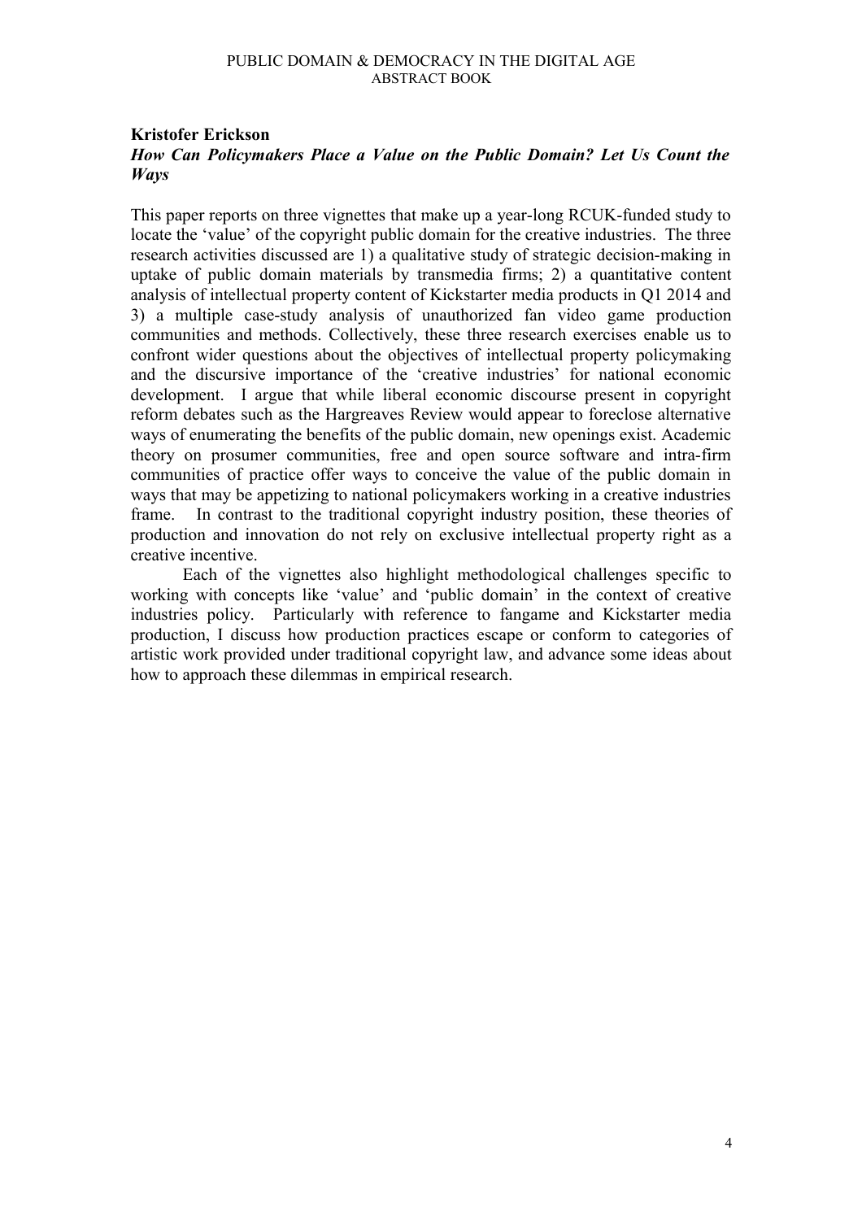**Kristofer Erickson**

***How Can Policymakers Place a Value on the Public Domain? Let Us Count the Ways***

This paper reports on three vignettes that make up a year-long RCUK-funded study to locate the 'value' of the copyright public domain for the creative industries. The three research activities discussed are 1) a qualitative study of strategic decision-making in uptake of public domain materials by transmedia firms; 2) a quantitative content analysis of intellectual property content of Kickstarter media products in Q1 2014 and 3) a multiple case-study analysis of unauthorized fan video game production communities and methods. Collectively, these three research exercises enable us to confront wider questions about the objectives of intellectual property policymaking and the discursive importance of the 'creative industries' for national economic development. I argue that while liberal economic discourse present in copyright reform debates such as the Hargreaves Review would appear to foreclose alternative ways of enumerating the benefits of the public domain, new openings exist. Academic theory on prosumer communities, free and open source software and intra-firm communities of practice offer ways to conceive the value of the public domain in ways that may be appetizing to national policymakers working in a creative industries frame. In contrast to the traditional copyright industry position, these theories of production and innovation do not rely on exclusive intellectual property right as a creative incentive.

Each of the vignettes also highlight methodological challenges specific to working with concepts like 'value' and 'public domain' in the context of creative industries policy. Particularly with reference to fangame and Kickstarter media production, I discuss how production practices escape or conform to categories of artistic work provided under traditional copyright law, and advance some ideas about how to approach these dilemmas in empirical research.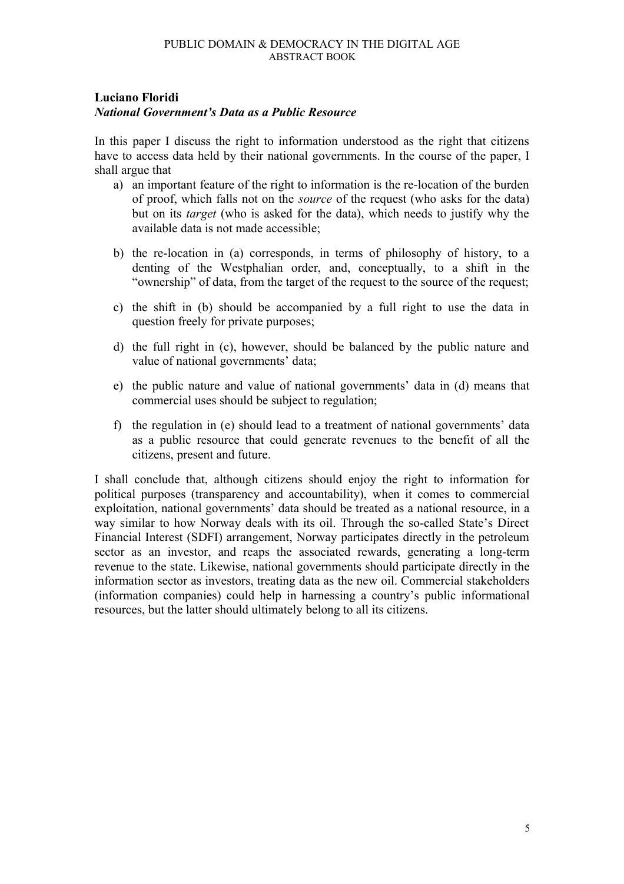**Luciano Floridi**

***National Government's Data as a Public Resource***

In this paper I discuss the right to information understood as the right that citizens have to access data held by their national governments. In the course of the paper, I shall argue that

a) an important feature of the right to information is the re-location of the burden of proof, which falls not on the *source* of the request (who asks for the data) but on its *target* (who is asked for the data), which needs to justify why the available data is not made accessible;

b) the re-location in (a) corresponds, in terms of philosophy of history, to a denting of the Westphalian order, and, conceptually, to a shift in the "ownership" of data, from the target of the request to the source of the request;

c) the shift in (b) should be accompanied by a full right to use the data in question freely for private purposes;

d) the full right in (c), however, should be balanced by the public nature and value of national governments' data;

e) the public nature and value of national governments' data in (d) means that commercial uses should be subject to regulation;

f) the regulation in (e) should lead to a treatment of national governments' data as a public resource that could generate revenues to the benefit of all the citizens, present and future.

I shall conclude that, although citizens should enjoy the right to information for political purposes (transparency and accountability), when it comes to commercial exploitation, national governments' data should be treated as a national resource, in a way similar to how Norway deals with its oil. Through the so-called State's Direct Financial Interest (SDFI) arrangement, Norway participates directly in the petroleum sector as an investor, and reaps the associated rewards, generating a long-term revenue to the state. Likewise, national governments should participate directly in the information sector as investors, treating data as the new oil. Commercial stakeholders (information companies) could help in harnessing a country's public informational resources, but the latter should ultimately belong to all its citizens.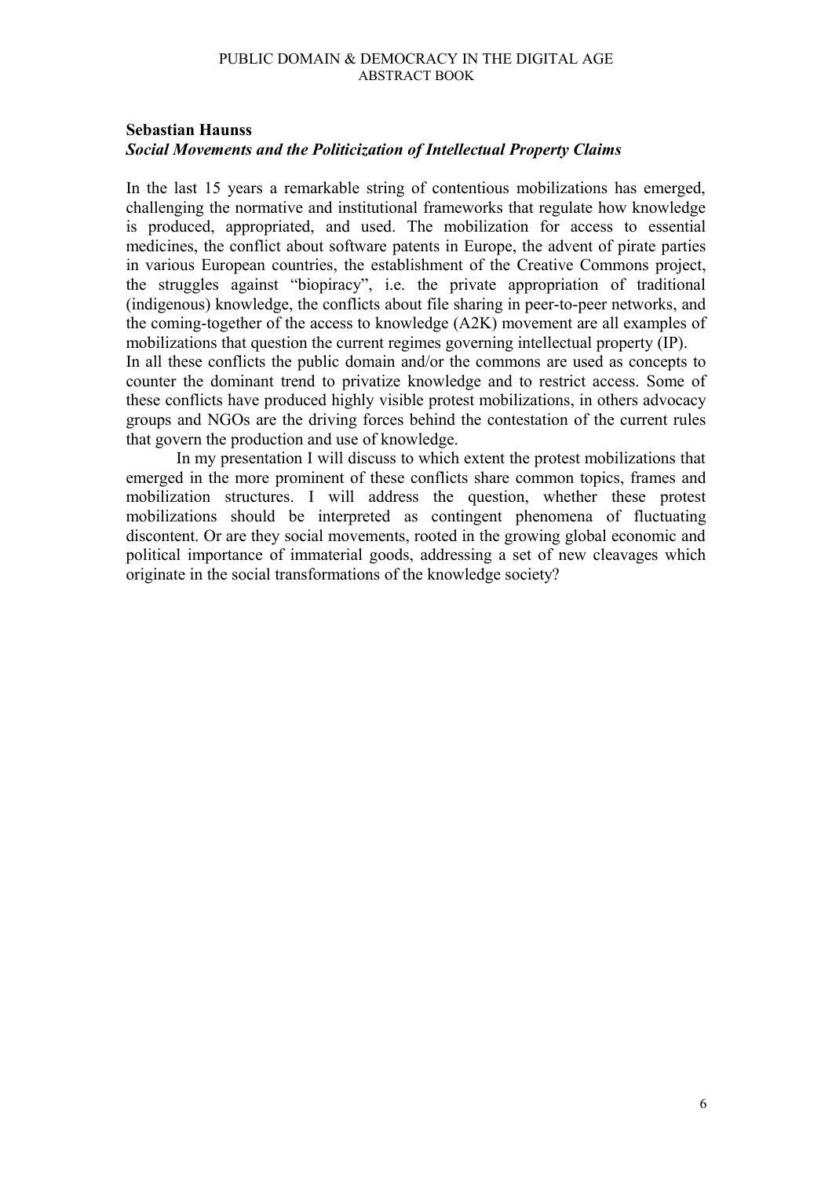**Sebastian Haunss**

***Social Movements and the Politicization of Intellectual Property Claims***

In the last 15 years a remarkable string of contentious mobilizations has emerged, challenging the normative and institutional frameworks that regulate how knowledge is produced, appropriated, and used. The mobilization for access to essential medicines, the conflict about software patents in Europe, the advent of pirate parties in various European countries, the establishment of the Creative Commons project, the struggles against "biopiracy", i.e. the private appropriation of traditional (indigenous) knowledge, the conflicts about file sharing in peer-to-peer networks, and the coming-together of the access to knowledge (A2K) movement are all examples of mobilizations that question the current regimes governing intellectual property (IP).

In all these conflicts the public domain and/or the commons are used as concepts to counter the dominant trend to privatize knowledge and to restrict access. Some of these conflicts have produced highly visible protest mobilizations, in others advocacy groups and NGOs are the driving forces behind the contestation of the current rules that govern the production and use of knowledge.

In my presentation I will discuss to which extent the protest mobilizations that emerged in the more prominent of these conflicts share common topics, frames and mobilization structures. I will address the question, whether these protest mobilizations should be interpreted as contingent phenomena of fluctuating discontent. Or are they social movements, rooted in the growing global economic and political importance of immaterial goods, addressing a set of new cleavages which originate in the social transformations of the knowledge society?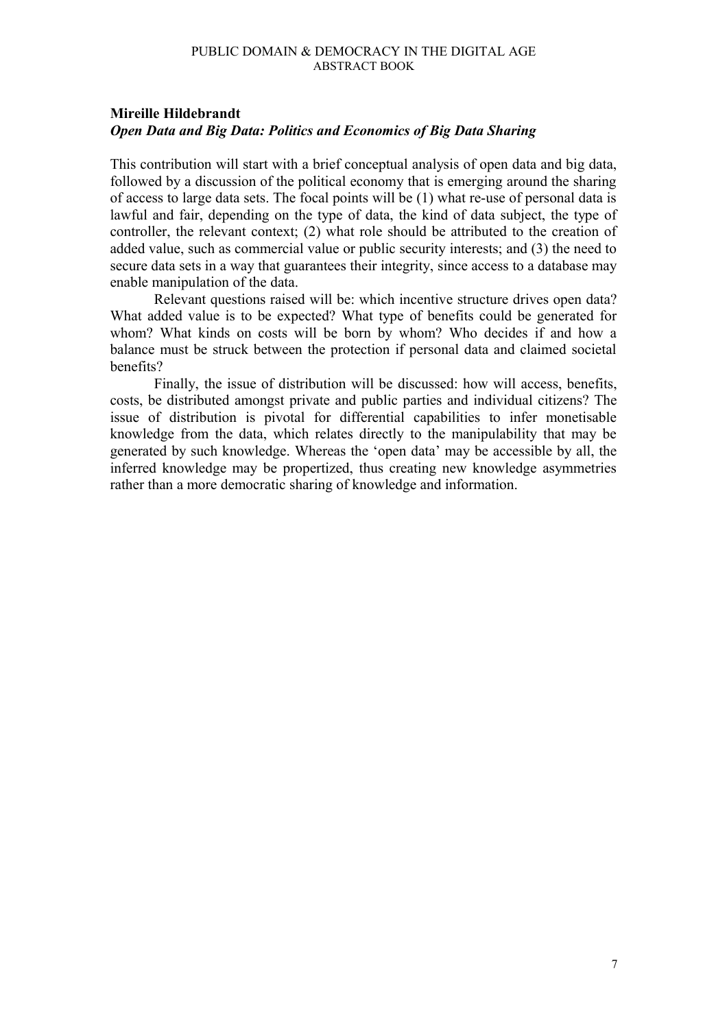**Mireille Hildebrandt**

***Open Data and Big Data: Politics and Economics of Big Data Sharing***

This contribution will start with a brief conceptual analysis of open data and big data, followed by a discussion of the political economy that is emerging around the sharing of access to large data sets. The focal points will be (1) what re-use of personal data is lawful and fair, depending on the type of data, the kind of data subject, the type of controller, the relevant context; (2) what role should be attributed to the creation of added value, such as commercial value or public security interests; and (3) the need to secure data sets in a way that guarantees their integrity, since access to a database may enable manipulation of the data.

Relevant questions raised will be: which incentive structure drives open data? What added value is to be expected? What type of benefits could be generated for whom? What kinds on costs will be born by whom? Who decides if and how a balance must be struck between the protection if personal data and claimed societal benefits?

Finally, the issue of distribution will be discussed: how will access, benefits, costs, be distributed amongst private and public parties and individual citizens? The issue of distribution is pivotal for differential capabilities to infer monetisable knowledge from the data, which relates directly to the manipulability that may be generated by such knowledge. Whereas the 'open data' may be accessible by all, the inferred knowledge may be propertized, thus creating new knowledge asymmetries rather than a more democratic sharing of knowledge and information.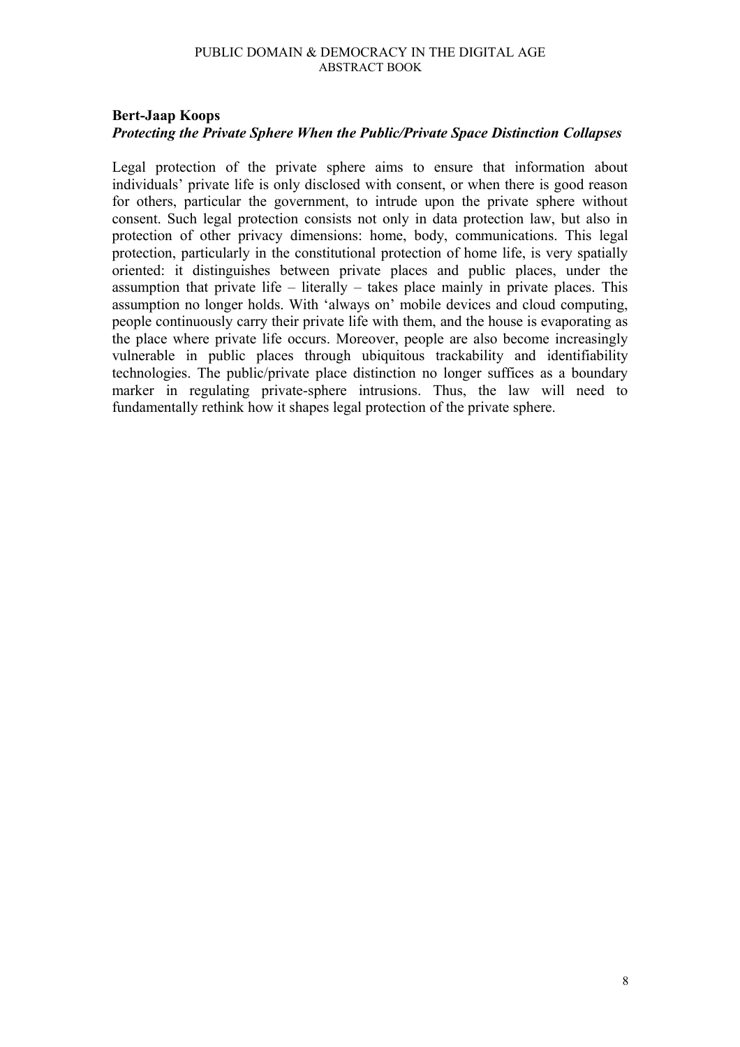**Bert-Jaap Koops**

***Protecting the Private Sphere When the Public/Private Space Distinction Collapses***

Legal protection of the private sphere aims to ensure that information about individuals' private life is only disclosed with consent, or when there is good reason for others, particular the government, to intrude upon the private sphere without consent. Such legal protection consists not only in data protection law, but also in protection of other privacy dimensions: home, body, communications. This legal protection, particularly in the constitutional protection of home life, is very spatially oriented: it distinguishes between private places and public places, under the assumption that private life – literally – takes place mainly in private places. This assumption no longer holds. With 'always on' mobile devices and cloud computing, people continuously carry their private life with them, and the house is evaporating as the place where private life occurs. Moreover, people are also become increasingly vulnerable in public places through ubiquitous trackability and identifiability technologies. The public/private place distinction no longer suffices as a boundary marker in regulating private-sphere intrusions. Thus, the law will need to fundamentally rethink how it shapes legal protection of the private sphere.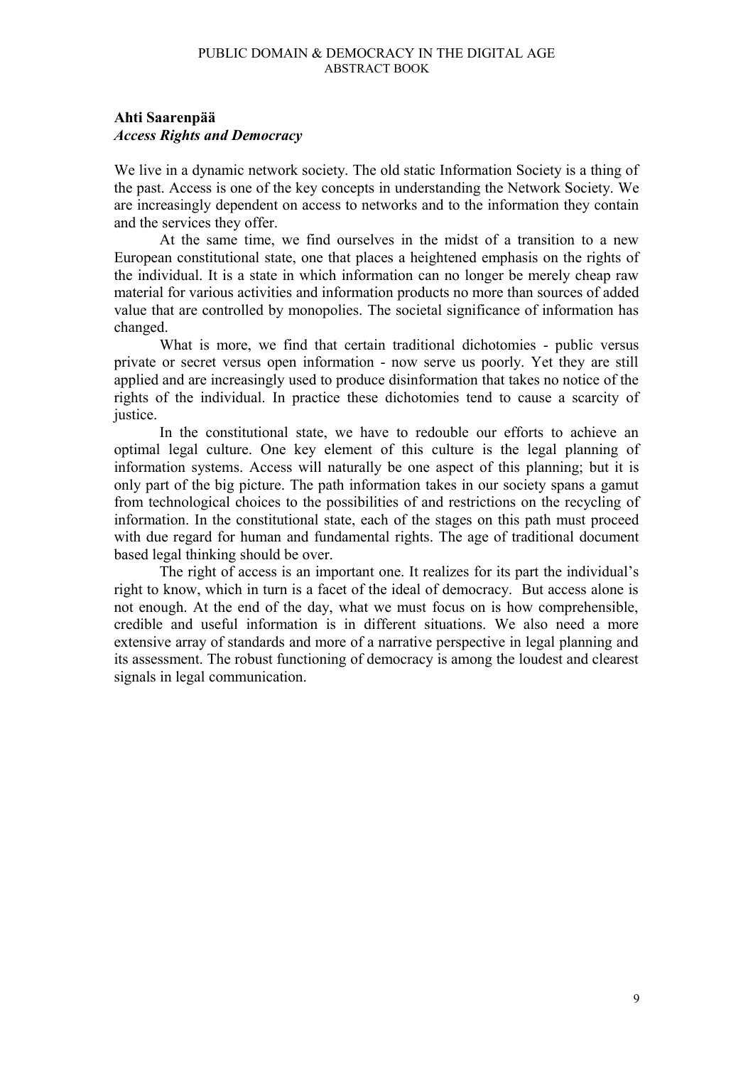**Ahti Saarenpää**
***Access Rights and Democracy***

We live in a dynamic network society. The old static Information Society is a thing of the past. Access is one of the key concepts in understanding the Network Society. We are increasingly dependent on access to networks and to the information they contain and the services they offer.

At the same time, we find ourselves in the midst of a transition to a new European constitutional state, one that places a heightened emphasis on the rights of the individual. It is a state in which information can no longer be merely cheap raw material for various activities and information products no more than sources of added value that are controlled by monopolies. The societal significance of information has changed.

What is more, we find that certain traditional dichotomies - public versus private or secret versus open information - now serve us poorly. Yet they are still applied and are increasingly used to produce disinformation that takes no notice of the rights of the individual. In practice these dichotomies tend to cause a scarcity of justice.

In the constitutional state, we have to redouble our efforts to achieve an optimal legal culture. One key element of this culture is the legal planning of information systems. Access will naturally be one aspect of this planning; but it is only part of the big picture. The path information takes in our society spans a gamut from technological choices to the possibilities of and restrictions on the recycling of information. In the constitutional state, each of the stages on this path must proceed with due regard for human and fundamental rights. The age of traditional document based legal thinking should be over.

The right of access is an important one. It realizes for its part the individual's right to know, which in turn is a facet of the ideal of democracy. But access alone is not enough. At the end of the day, what we must focus on is how comprehensible, credible and useful information is in different situations. We also need a more extensive array of standards and more of a narrative perspective in legal planning and its assessment. The robust functioning of democracy is among the loudest and clearest signals in legal communication.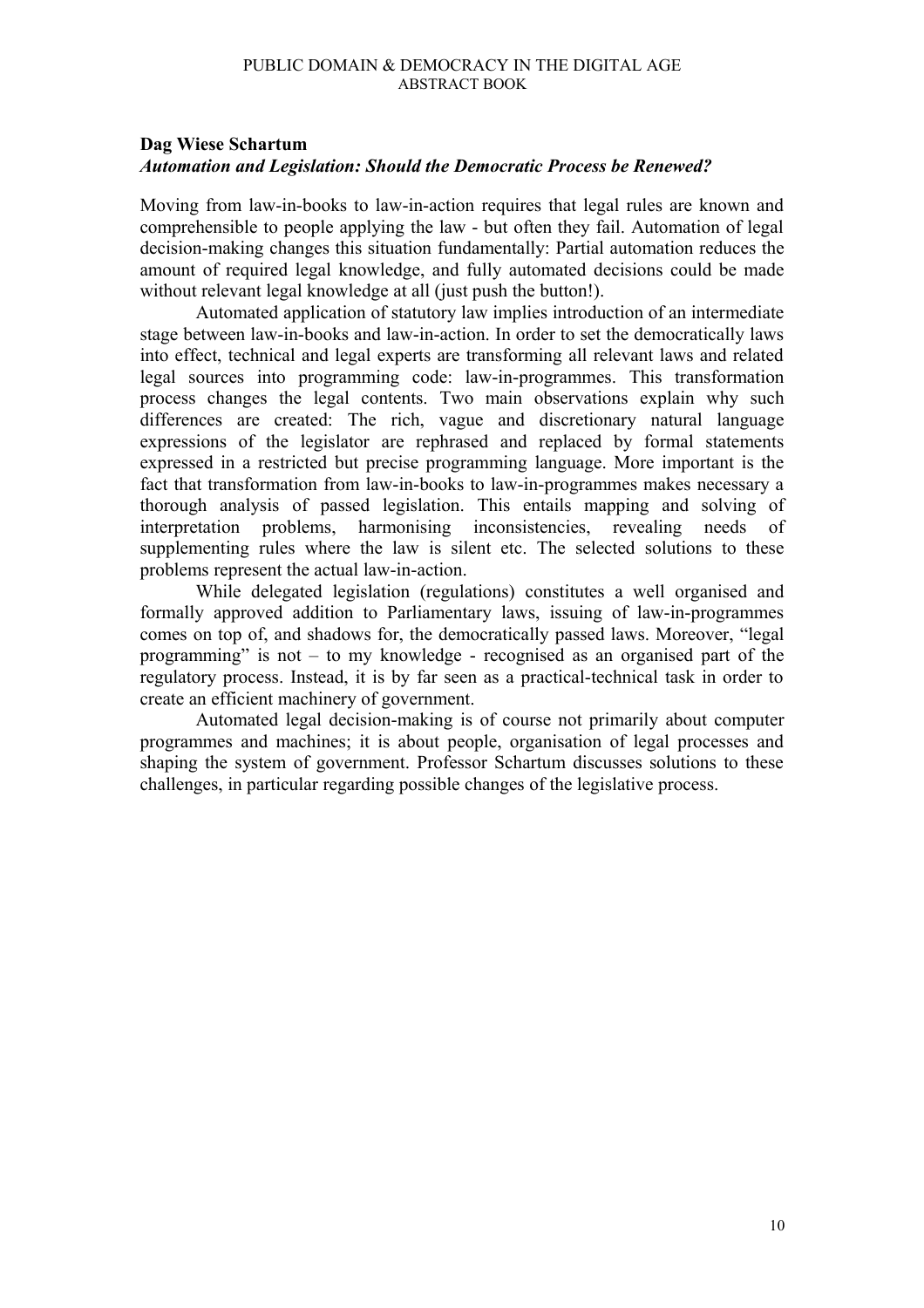**Dag Wiese Schartum**

***Automation and Legislation: Should the Democratic Process be Renewed?***

Moving from law-in-books to law-in-action requires that legal rules are known and comprehensible to people applying the law - but often they fail. Automation of legal decision-making changes this situation fundamentally: Partial automation reduces the amount of required legal knowledge, and fully automated decisions could be made without relevant legal knowledge at all (just push the button!).

Automated application of statutory law implies introduction of an intermediate stage between law-in-books and law-in-action. In order to set the democratically laws into effect, technical and legal experts are transforming all relevant laws and related legal sources into programming code: law-in-programmes. This transformation process changes the legal contents. Two main observations explain why such differences are created: The rich, vague and discretionary natural language expressions of the legislator are rephrased and replaced by formal statements expressed in a restricted but precise programming language. More important is the fact that transformation from law-in-books to law-in-programmes makes necessary a thorough analysis of passed legislation. This entails mapping and solving of interpretation problems, harmonising inconsistencies, revealing needs of supplementing rules where the law is silent etc. The selected solutions to these problems represent the actual law-in-action.

While delegated legislation (regulations) constitutes a well organised and formally approved addition to Parliamentary laws, issuing of law-in-programmes comes on top of, and shadows for, the democratically passed laws. Moreover, "legal programming" is not – to my knowledge - recognised as an organised part of the regulatory process. Instead, it is by far seen as a practical-technical task in order to create an efficient machinery of government.

Automated legal decision-making is of course not primarily about computer programmes and machines; it is about people, organisation of legal processes and shaping the system of government. Professor Schartum discusses solutions to these challenges, in particular regarding possible changes of the legislative process.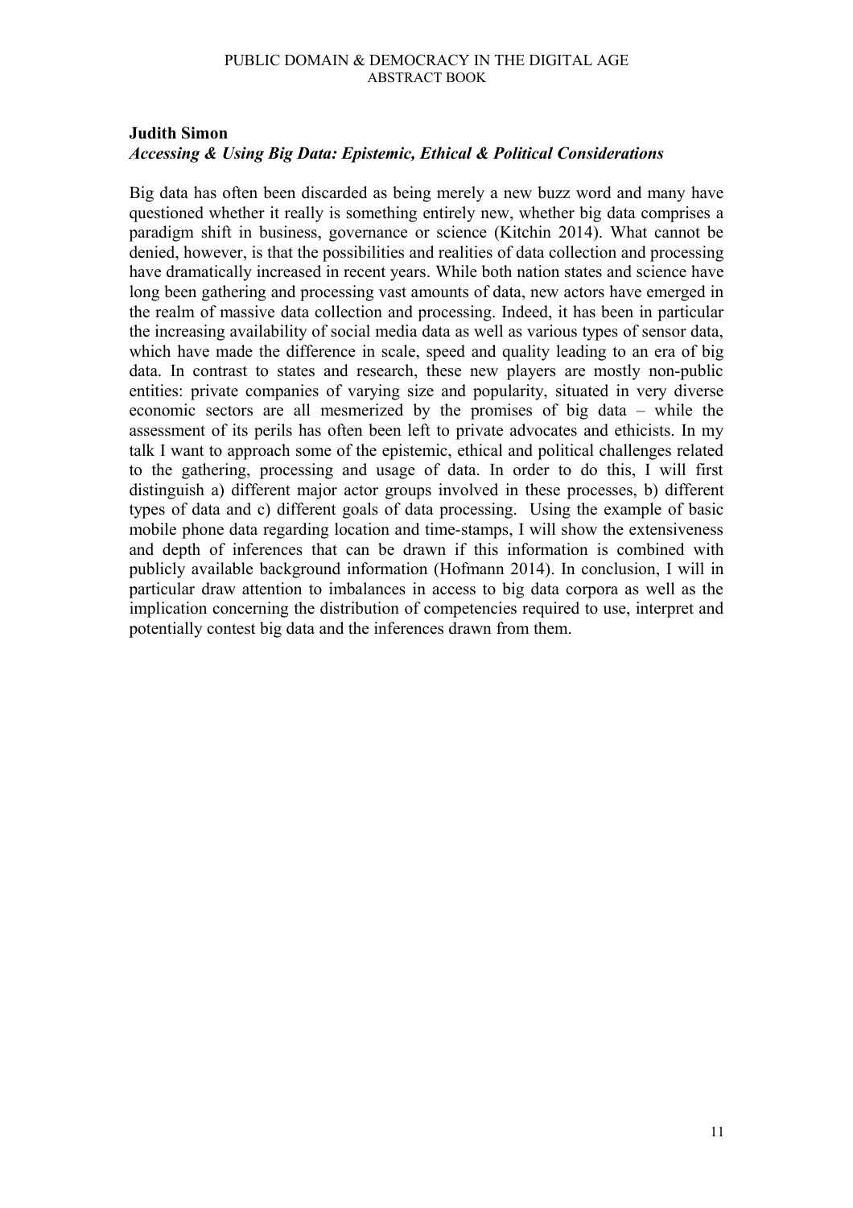**Judith Simon**

***Accessing & Using Big Data: Epistemic, Ethical & Political Considerations***

Big data has often been discarded as being merely a new buzz word and many have questioned whether it really is something entirely new, whether big data comprises a paradigm shift in business, governance or science (Kitchin 2014). What cannot be denied, however, is that the possibilities and realities of data collection and processing have dramatically increased in recent years. While both nation states and science have long been gathering and processing vast amounts of data, new actors have emerged in the realm of massive data collection and processing. Indeed, it has been in particular the increasing availability of social media data as well as various types of sensor data, which have made the difference in scale, speed and quality leading to an era of big data. In contrast to states and research, these new players are mostly non-public entities: private companies of varying size and popularity, situated in very diverse economic sectors are all mesmerized by the promises of big data – while the assessment of its perils has often been left to private advocates and ethicists. In my talk I want to approach some of the epistemic, ethical and political challenges related to the gathering, processing and usage of data. In order to do this, I will first distinguish a) different major actor groups involved in these processes, b) different types of data and c) different goals of data processing. Using the example of basic mobile phone data regarding location and time-stamps, I will show the extensiveness and depth of inferences that can be drawn if this information is combined with publicly available background information (Hofmann 2014). In conclusion, I will in particular draw attention to imbalances in access to big data corpora as well as the implication concerning the distribution of competencies required to use, interpret and potentially contest big data and the inferences drawn from them.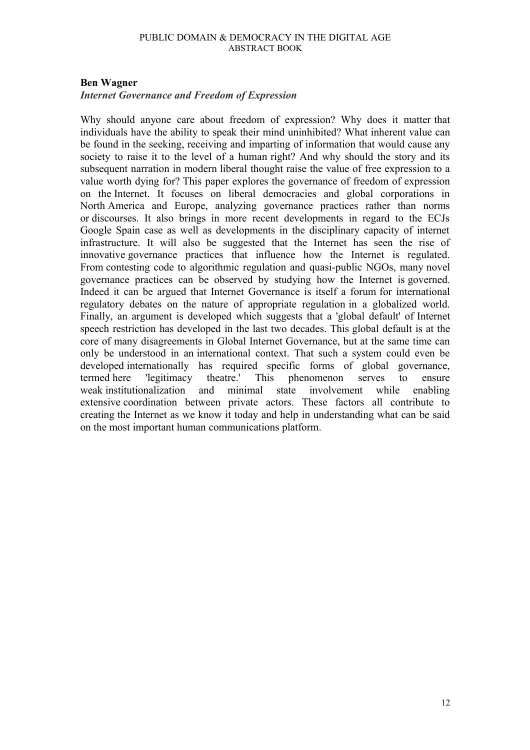**Ben Wagner**

***Internet Governance and Freedom of Expression***

Why should anyone care about freedom of expression? Why does it matter that individuals have the ability to speak their mind uninhibited? What inherent value can be found in the seeking, receiving and imparting of information that would cause any society to raise it to the level of a human right? And why should the story and its subsequent narration in modern liberal thought raise the value of free expression to a value worth dying for? This paper explores the governance of freedom of expression on the Internet. It focuses on liberal democracies and global corporations in North America and Europe, analyzing governance practices rather than norms or discourses. It also brings in more recent developments in regard to the ECJs Google Spain case as well as developments in the disciplinary capacity of internet infrastructure. It will also be suggested that the Internet has seen the rise of innovative governance practices that influence how the Internet is regulated. From contesting code to algorithmic regulation and quasi-public NGOs, many novel governance practices can be observed by studying how the Internet is governed. Indeed it can be argued that Internet Governance is itself a forum for international regulatory debates on the nature of appropriate regulation in a globalized world. Finally, an argument is developed which suggests that a 'global default' of Internet speech restriction has developed in the last two decades. This global default is at the core of many disagreements in Global Internet Governance, but at the same time can only be understood in an international context. That such a system could even be developed internationally has required specific forms of global governance, termed here 'legitimacy theatre.' This phenomenon serves to ensure weak institutionalization and minimal state involvement while enabling extensive coordination between private actors. These factors all contribute to creating the Internet as we know it today and help in understanding what can be said on the most important human communications platform.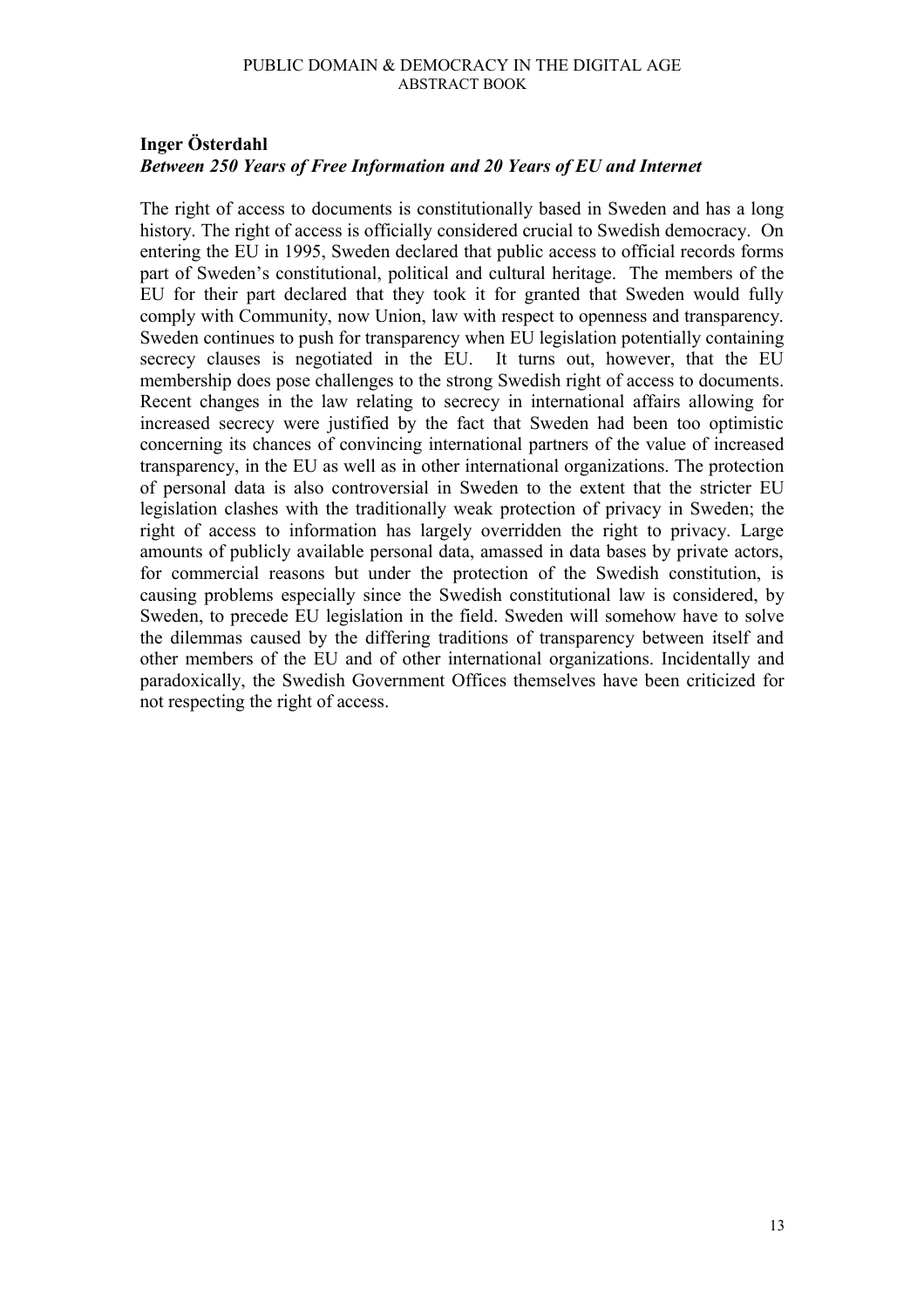**Inger Österdahl**

***Between 250 Years of Free Information and 20 Years of EU and Internet***

The right of access to documents is constitutionally based in Sweden and has a long history. The right of access is officially considered crucial to Swedish democracy. On entering the EU in 1995, Sweden declared that public access to official records forms part of Sweden's constitutional, political and cultural heritage. The members of the EU for their part declared that they took it for granted that Sweden would fully comply with Community, now Union, law with respect to openness and transparency. Sweden continues to push for transparency when EU legislation potentially containing secrecy clauses is negotiated in the EU. It turns out, however, that the EU membership does pose challenges to the strong Swedish right of access to documents. Recent changes in the law relating to secrecy in international affairs allowing for increased secrecy were justified by the fact that Sweden had been too optimistic concerning its chances of convincing international partners of the value of increased transparency, in the EU as well as in other international organizations. The protection of personal data is also controversial in Sweden to the extent that the stricter EU legislation clashes with the traditionally weak protection of privacy in Sweden; the right of access to information has largely overridden the right to privacy. Large amounts of publicly available personal data, amassed in data bases by private actors, for commercial reasons but under the protection of the Swedish constitution, is causing problems especially since the Swedish constitutional law is considered, by Sweden, to precede EU legislation in the field. Sweden will somehow have to solve the dilemmas caused by the differing traditions of transparency between itself and other members of the EU and of other international organizations. Incidentally and paradoxically, the Swedish Government Offices themselves have been criticized for not respecting the right of access.